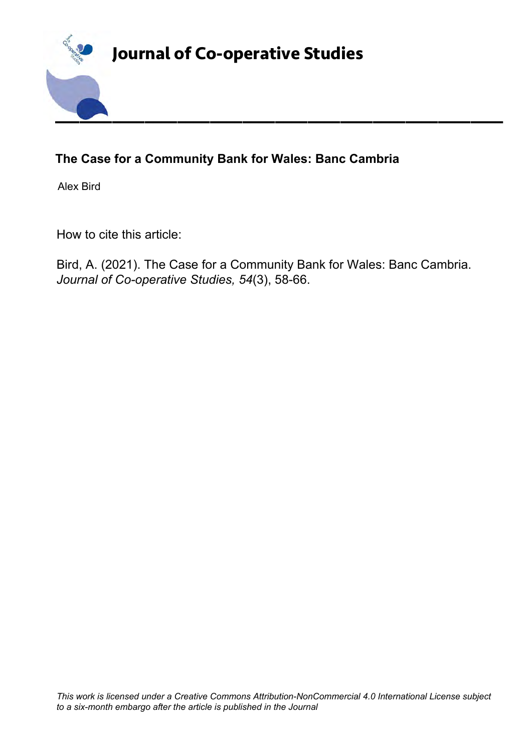# Journal of Co-operative Studies

## The Case for a Community Bank for Wales: Banc Cambria

Alex Bird

How to cite this article:

Bird, A. (2021). The Case for a Community Bank for Wales: Banc Cambria. *Journal of Co-operative Studies, 54*(3), 58-66.

*This work is licensed under a Creative Commons Attribution-NonCommercial 4.0 International License subject to a six-month embargo after the article is published in the Journal*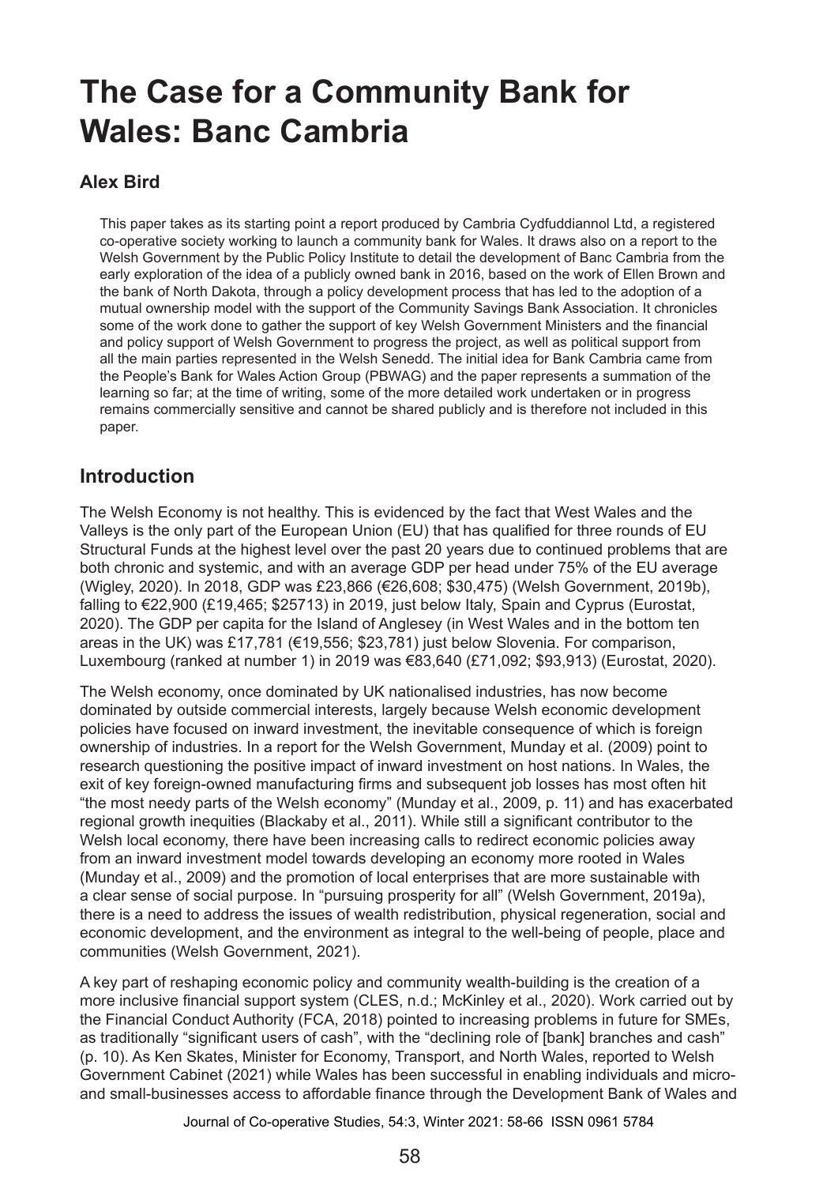# The Case for a Community Bank for Wales: Banc Cambria

**Alex Bird**

This paper takes as its starting point a report produced by Cambria Cydfuddiannol Ltd, a registered co-operative society working to launch a community bank for Wales. It draws also on a report to the Welsh Government by the Public Policy Institute to detail the development of Banc Cambria from the early exploration of the idea of a publicly owned bank in 2016, based on the work of Ellen Brown and the bank of North Dakota, through a policy development process that has led to the adoption of a mutual ownership model with the support of the Community Savings Bank Association. It chronicles some of the work done to gather the support of key Welsh Government Ministers and the financial and policy support of Welsh Government to progress the project, as well as political support from all the main parties represented in the Welsh Senedd. The initial idea for Bank Cambria came from the People's Bank for Wales Action Group (PBWAG) and the paper represents a summation of the learning so far; at the time of writing, some of the more detailed work undertaken or in progress remains commercially sensitive and cannot be shared publicly and is therefore not included in this paper.

## Introduction

The Welsh Economy is not healthy. This is evidenced by the fact that West Wales and the Valleys is the only part of the European Union (EU) that has qualified for three rounds of EU Structural Funds at the highest level over the past 20 years due to continued problems that are both chronic and systemic, and with an average GDP per head under 75% of the EU average (Wigley, 2020). In 2018, GDP was £23,866 (€26,608; $30,475) (Welsh Government, 2019b), falling to €22,900 (£19,465; $25713) in 2019, just below Italy, Spain and Cyprus (Eurostat, 2020). The GDP per capita for the Island of Anglesey (in West Wales and in the bottom ten areas in the UK) was £17,781 (€19,556; $23,781) just below Slovenia. For comparison, Luxembourg (ranked at number 1) in 2019 was €83,640 (£71,092; $93,913) (Eurostat, 2020).

The Welsh economy, once dominated by UK nationalised industries, has now become dominated by outside commercial interests, largely because Welsh economic development policies have focused on inward investment, the inevitable consequence of which is foreign ownership of industries. In a report for the Welsh Government, Munday et al. (2009) point to research questioning the positive impact of inward investment on host nations. In Wales, the exit of key foreign-owned manufacturing firms and subsequent job losses has most often hit "the most needy parts of the Welsh economy" (Munday et al., 2009, p. 11) and has exacerbated regional growth inequities (Blackaby et al., 2011). While still a significant contributor to the Welsh local economy, there have been increasing calls to redirect economic policies away from an inward investment model towards developing an economy more rooted in Wales (Munday et al., 2009) and the promotion of local enterprises that are more sustainable with a clear sense of social purpose. In "pursuing prosperity for all" (Welsh Government, 2019a), there is a need to address the issues of wealth redistribution, physical regeneration, social and economic development, and the environment as integral to the well-being of people, place and communities (Welsh Government, 2021).

A key part of reshaping economic policy and community wealth-building is the creation of a more inclusive financial support system (CLES, n.d.; McKinley et al., 2020). Work carried out by the Financial Conduct Authority (FCA, 2018) pointed to increasing problems in future for SMEs, as traditionally "significant users of cash", with the "declining role of [bank] branches and cash" (p. 10). As Ken Skates, Minister for Economy, Transport, and North Wales, reported to Welsh Government Cabinet (2021) while Wales has been successful in enabling individuals and micro- and small-businesses access to affordable finance through the Development Bank of Wales and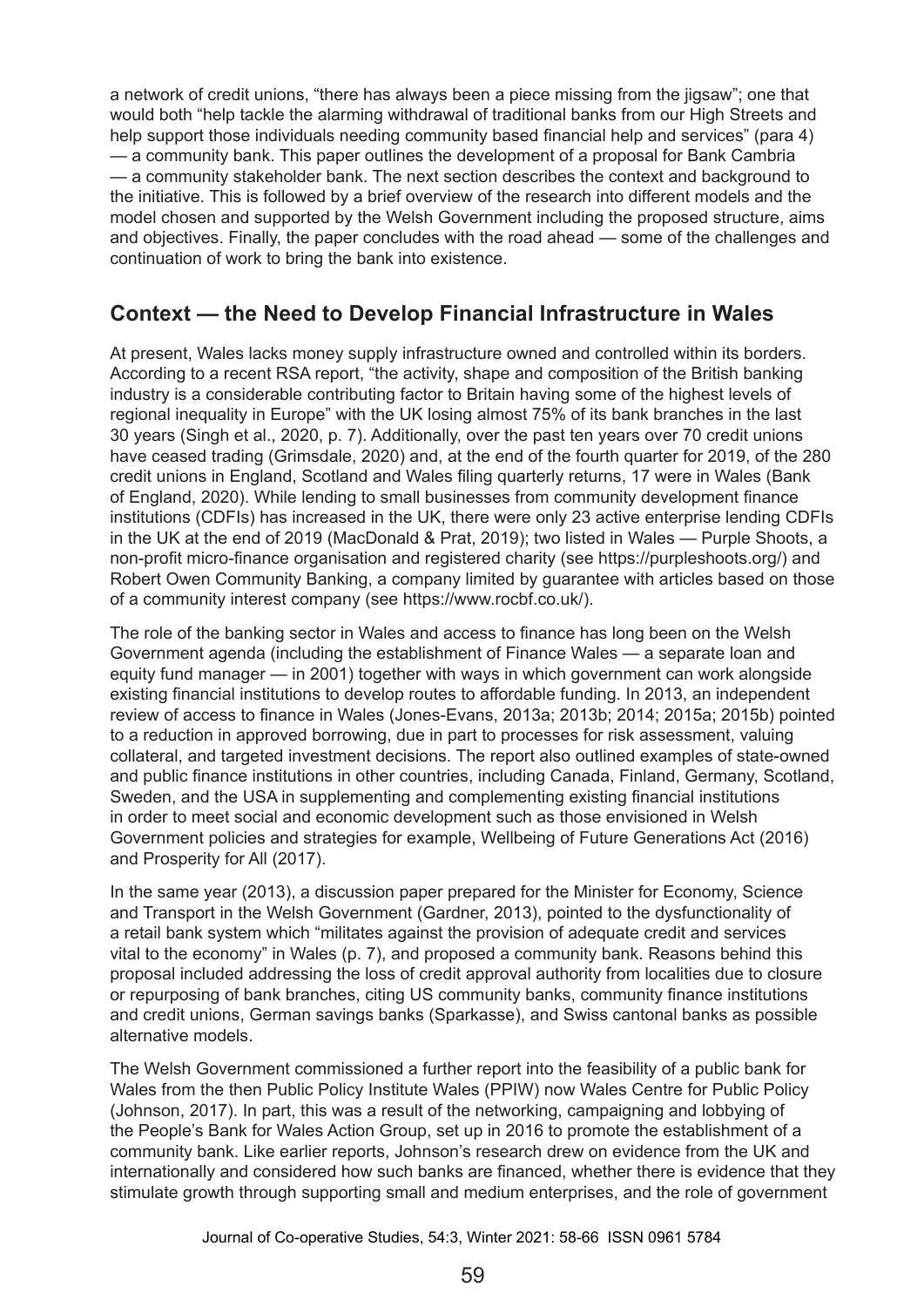a network of credit unions, "there has always been a piece missing from the jigsaw"; one that would both "help tackle the alarming withdrawal of traditional banks from our High Streets and help support those individuals needing community based financial help and services" (para 4) — a community bank. This paper outlines the development of a proposal for Bank Cambria — a community stakeholder bank. The next section describes the context and background to the initiative. This is followed by a brief overview of the research into different models and the model chosen and supported by the Welsh Government including the proposed structure, aims and objectives. Finally, the paper concludes with the road ahead — some of the challenges and continuation of work to bring the bank into existence.

## Context — the Need to Develop Financial Infrastructure in Wales

At present, Wales lacks money supply infrastructure owned and controlled within its borders. According to a recent RSA report, "the activity, shape and composition of the British banking industry is a considerable contributing factor to Britain having some of the highest levels of regional inequality in Europe" with the UK losing almost 75% of its bank branches in the last 30 years (Singh et al., 2020, p. 7). Additionally, over the past ten years over 70 credit unions have ceased trading (Grimsdale, 2020) and, at the end of the fourth quarter for 2019, of the 280 credit unions in England, Scotland and Wales filing quarterly returns, 17 were in Wales (Bank of England, 2020). While lending to small businesses from community development finance institutions (CDFIs) has increased in the UK, there were only 23 active enterprise lending CDFIs in the UK at the end of 2019 (MacDonald & Prat, 2019); two listed in Wales — Purple Shoots, a non-profit micro-finance organisation and registered charity (see https://purpleshoots.org/) and Robert Owen Community Banking, a company limited by guarantee with articles based on those of a community interest company (see https://www.rocbf.co.uk/).

The role of the banking sector in Wales and access to finance has long been on the Welsh Government agenda (including the establishment of Finance Wales — a separate loan and equity fund manager — in 2001) together with ways in which government can work alongside existing financial institutions to develop routes to affordable funding. In 2013, an independent review of access to finance in Wales (Jones-Evans, 2013a; 2013b; 2014; 2015a; 2015b) pointed to a reduction in approved borrowing, due in part to processes for risk assessment, valuing collateral, and targeted investment decisions. The report also outlined examples of state-owned and public finance institutions in other countries, including Canada, Finland, Germany, Scotland, Sweden, and the USA in supplementing and complementing existing financial institutions in order to meet social and economic development such as those envisioned in Welsh Government policies and strategies for example, Wellbeing of Future Generations Act (2016) and Prosperity for All (2017).

In the same year (2013), a discussion paper prepared for the Minister for Economy, Science and Transport in the Welsh Government (Gardner, 2013), pointed to the dysfunctionality of a retail bank system which "militates against the provision of adequate credit and services vital to the economy" in Wales (p. 7), and proposed a community bank. Reasons behind this proposal included addressing the loss of credit approval authority from localities due to closure or repurposing of bank branches, citing US community banks, community finance institutions and credit unions, German savings banks (Sparkasse), and Swiss cantonal banks as possible alternative models.

The Welsh Government commissioned a further report into the feasibility of a public bank for Wales from the then Public Policy Institute Wales (PPIW) now Wales Centre for Public Policy (Johnson, 2017). In part, this was a result of the networking, campaigning and lobbying of the People's Bank for Wales Action Group, set up in 2016 to promote the establishment of a community bank. Like earlier reports, Johnson's research drew on evidence from the UK and internationally and considered how such banks are financed, whether there is evidence that they stimulate growth through supporting small and medium enterprises, and the role of government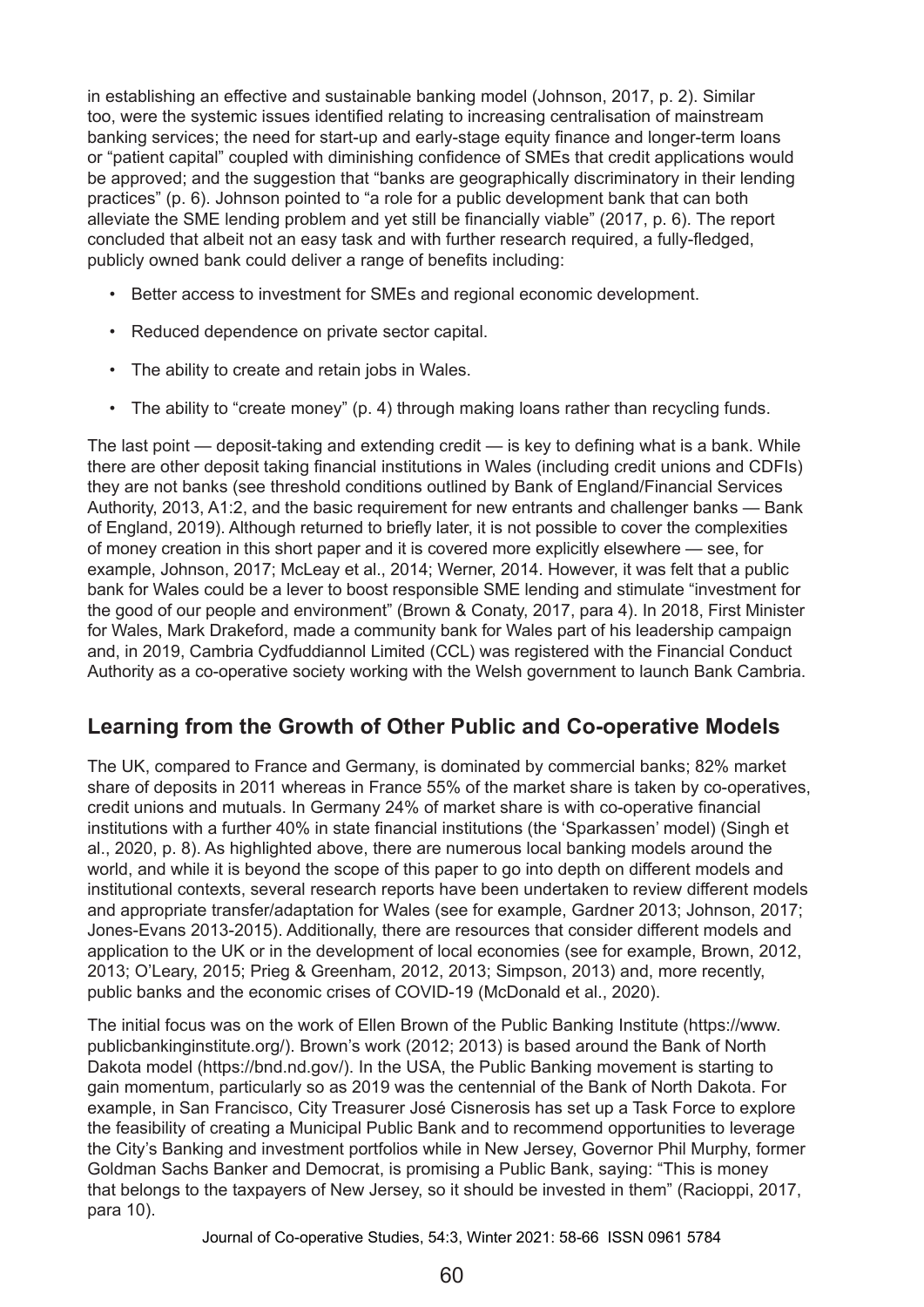in establishing an effective and sustainable banking model (Johnson, 2017, p. 2). Similar too, were the systemic issues identified relating to increasing centralisation of mainstream banking services; the need for start-up and early-stage equity finance and longer-term loans or "patient capital" coupled with diminishing confidence of SMEs that credit applications would be approved; and the suggestion that "banks are geographically discriminatory in their lending practices" (p. 6). Johnson pointed to "a role for a public development bank that can both alleviate the SME lending problem and yet still be financially viable" (2017, p. 6). The report concluded that albeit not an easy task and with further research required, a fully-fledged, publicly owned bank could deliver a range of benefits including:

- Better access to investment for SMEs and regional economic development.
- Reduced dependence on private sector capital.
- The ability to create and retain jobs in Wales.
- The ability to "create money" (p. 4) through making loans rather than recycling funds.

The last point — deposit-taking and extending credit — is key to defining what is a bank. While there are other deposit taking financial institutions in Wales (including credit unions and CDFIs) they are not banks (see threshold conditions outlined by Bank of England/Financial Services Authority, 2013, A1:2, and the basic requirement for new entrants and challenger banks — Bank of England, 2019). Although returned to briefly later, it is not possible to cover the complexities of money creation in this short paper and it is covered more explicitly elsewhere — see, for example, Johnson, 2017; McLeay et al., 2014; Werner, 2014. However, it was felt that a public bank for Wales could be a lever to boost responsible SME lending and stimulate "investment for the good of our people and environment" (Brown & Conaty, 2017, para 4). In 2018, First Minister for Wales, Mark Drakeford, made a community bank for Wales part of his leadership campaign and, in 2019, Cambria Cydfuddiannol Limited (CCL) was registered with the Financial Conduct Authority as a co-operative society working with the Welsh government to launch Bank Cambria.

## Learning from the Growth of Other Public and Co-operative Models

The UK, compared to France and Germany, is dominated by commercial banks; 82% market share of deposits in 2011 whereas in France 55% of the market share is taken by co-operatives, credit unions and mutuals. In Germany 24% of market share is with co-operative financial institutions with a further 40% in state financial institutions (the 'Sparkassen' model) (Singh et al., 2020, p. 8). As highlighted above, there are numerous local banking models around the world, and while it is beyond the scope of this paper to go into depth on different models and institutional contexts, several research reports have been undertaken to review different models and appropriate transfer/adaptation for Wales (see for example, Gardner 2013; Johnson, 2017; Jones-Evans 2013-2015). Additionally, there are resources that consider different models and application to the UK or in the development of local economies (see for example, Brown, 2012, 2013; O'Leary, 2015; Prieg & Greenham, 2012, 2013; Simpson, 2013) and, more recently, public banks and the economic crises of COVID-19 (McDonald et al., 2020).

The initial focus was on the work of Ellen Brown of the Public Banking Institute (https://www.publicbankinginstitute.org/). Brown's work (2012; 2013) is based around the Bank of North Dakota model (https://bnd.nd.gov/). In the USA, the Public Banking movement is starting to gain momentum, particularly so as 2019 was the centennial of the Bank of North Dakota. For example, in San Francisco, City Treasurer José Cisnerosis has set up a Task Force to explore the feasibility of creating a Municipal Public Bank and to recommend opportunities to leverage the City's Banking and investment portfolios while in New Jersey, Governor Phil Murphy, former Goldman Sachs Banker and Democrat, is promising a Public Bank, saying: "This is money that belongs to the taxpayers of New Jersey, so it should be invested in them" (Racioppi, 2017, para 10).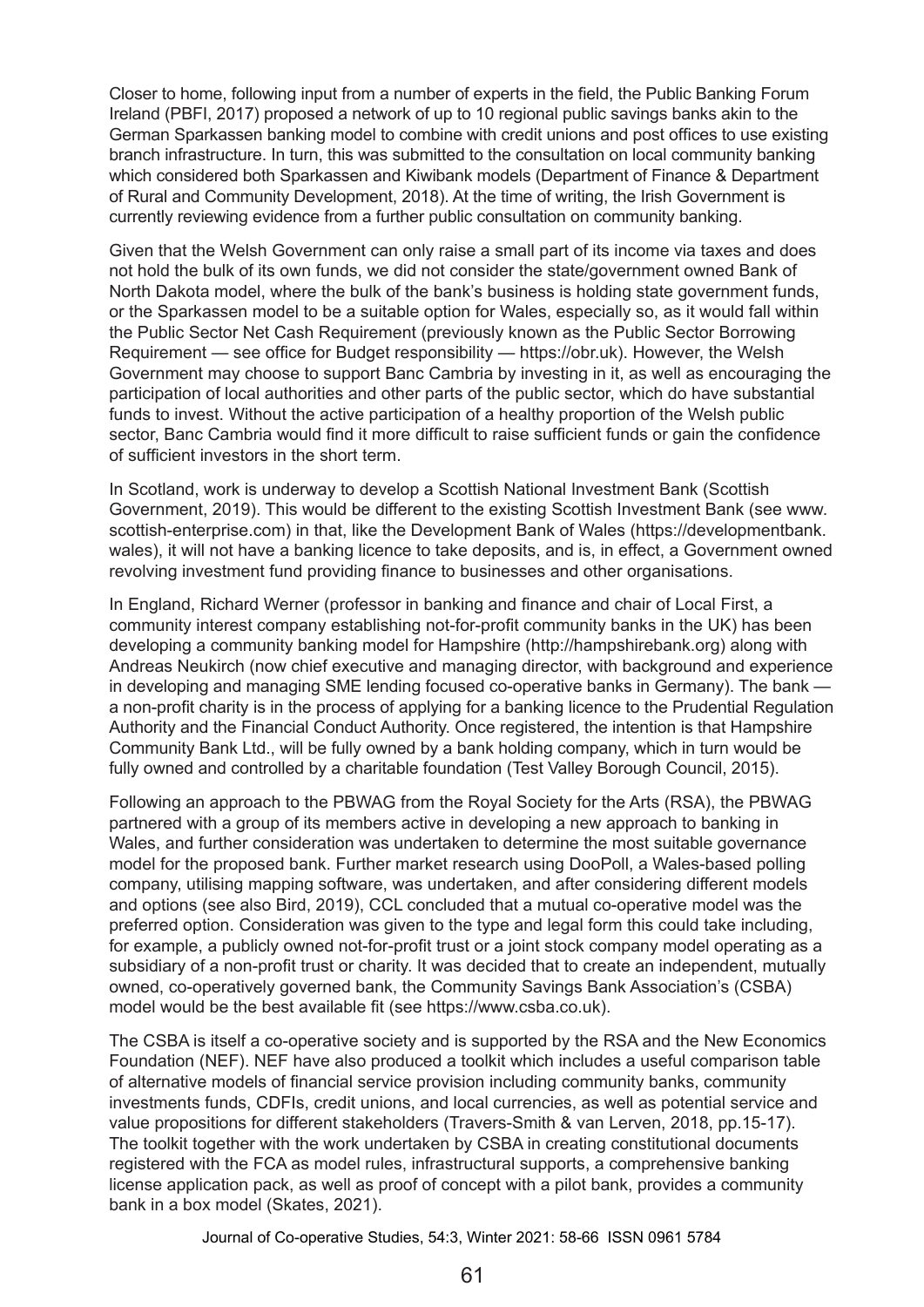Closer to home, following input from a number of experts in the field, the Public Banking Forum Ireland (PBFI, 2017) proposed a network of up to 10 regional public savings banks akin to the German Sparkassen banking model to combine with credit unions and post offices to use existing branch infrastructure. In turn, this was submitted to the consultation on local community banking which considered both Sparkassen and Kiwibank models (Department of Finance & Department of Rural and Community Development, 2018). At the time of writing, the Irish Government is currently reviewing evidence from a further public consultation on community banking.

Given that the Welsh Government can only raise a small part of its income via taxes and does not hold the bulk of its own funds, we did not consider the state/government owned Bank of North Dakota model, where the bulk of the bank's business is holding state government funds, or the Sparkassen model to be a suitable option for Wales, especially so, as it would fall within the Public Sector Net Cash Requirement (previously known as the Public Sector Borrowing Requirement — see office for Budget responsibility — https://obr.uk). However, the Welsh Government may choose to support Banc Cambria by investing in it, as well as encouraging the participation of local authorities and other parts of the public sector, which do have substantial funds to invest. Without the active participation of a healthy proportion of the Welsh public sector, Banc Cambria would find it more difficult to raise sufficient funds or gain the confidence of sufficient investors in the short term.

In Scotland, work is underway to develop a Scottish National Investment Bank (Scottish Government, 2019). This would be different to the existing Scottish Investment Bank (see www.scottish-enterprise.com) in that, like the Development Bank of Wales (https://developmentbank.wales), it will not have a banking licence to take deposits, and is, in effect, a Government owned revolving investment fund providing finance to businesses and other organisations.

In England, Richard Werner (professor in banking and finance and chair of Local First, a community interest company establishing not-for-profit community banks in the UK) has been developing a community banking model for Hampshire (http://hampshirebank.org) along with Andreas Neukirch (now chief executive and managing director, with background and experience in developing and managing SME lending focused co-operative banks in Germany). The bank — a non-profit charity is in the process of applying for a banking licence to the Prudential Regulation Authority and the Financial Conduct Authority. Once registered, the intention is that Hampshire Community Bank Ltd., will be fully owned by a bank holding company, which in turn would be fully owned and controlled by a charitable foundation (Test Valley Borough Council, 2015).

Following an approach to the PBWAG from the Royal Society for the Arts (RSA), the PBWAG partnered with a group of its members active in developing a new approach to banking in Wales, and further consideration was undertaken to determine the most suitable governance model for the proposed bank. Further market research using DooPoll, a Wales-based polling company, utilising mapping software, was undertaken, and after considering different models and options (see also Bird, 2019), CCL concluded that a mutual co-operative model was the preferred option. Consideration was given to the type and legal form this could take including, for example, a publicly owned not-for-profit trust or a joint stock company model operating as a subsidiary of a non-profit trust or charity. It was decided that to create an independent, mutually owned, co-operatively governed bank, the Community Savings Bank Association's (CSBA) model would be the best available fit (see https://www.csba.co.uk).

The CSBA is itself a co-operative society and is supported by the RSA and the New Economics Foundation (NEF). NEF have also produced a toolkit which includes a useful comparison table of alternative models of financial service provision including community banks, community investments funds, CDFIs, credit unions, and local currencies, as well as potential service and value propositions for different stakeholders (Travers-Smith & van Lerven, 2018, pp.15-17). The toolkit together with the work undertaken by CSBA in creating constitutional documents registered with the FCA as model rules, infrastructural supports, a comprehensive banking license application pack, as well as proof of concept with a pilot bank, provides a community bank in a box model (Skates, 2021).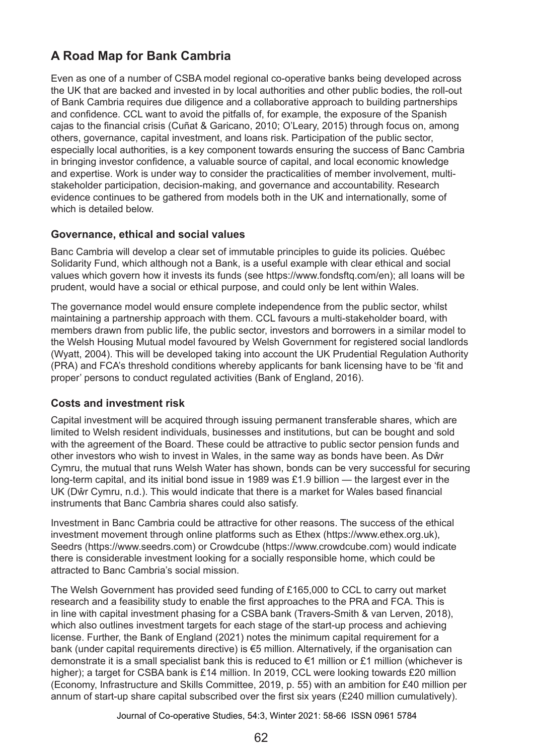## A Road Map for Bank Cambria

Even as one of a number of CSBA model regional co-operative banks being developed across the UK that are backed and invested in by local authorities and other public bodies, the roll-out of Bank Cambria requires due diligence and a collaborative approach to building partnerships and confidence. CCL want to avoid the pitfalls of, for example, the exposure of the Spanish cajas to the financial crisis (Cuñat & Garicano, 2010; O'Leary, 2015) through focus on, among others, governance, capital investment, and loans risk. Participation of the public sector, especially local authorities, is a key component towards ensuring the success of Banc Cambria in bringing investor confidence, a valuable source of capital, and local economic knowledge and expertise. Work is under way to consider the practicalities of member involvement, multi-stakeholder participation, decision-making, and governance and accountability. Research evidence continues to be gathered from models both in the UK and internationally, some of which is detailed below.

### Governance, ethical and social values

Banc Cambria will develop a clear set of immutable principles to guide its policies. Québec Solidarity Fund, which although not a Bank, is a useful example with clear ethical and social values which govern how it invests its funds (see https://www.fondsftq.com/en); all loans will be prudent, would have a social or ethical purpose, and could only be lent within Wales.

The governance model would ensure complete independence from the public sector, whilst maintaining a partnership approach with them. CCL favours a multi-stakeholder board, with members drawn from public life, the public sector, investors and borrowers in a similar model to the Welsh Housing Mutual model favoured by Welsh Government for registered social landlords (Wyatt, 2004). This will be developed taking into account the UK Prudential Regulation Authority (PRA) and FCA's threshold conditions whereby applicants for bank licensing have to be 'fit and proper' persons to conduct regulated activities (Bank of England, 2016).

### Costs and investment risk

Capital investment will be acquired through issuing permanent transferable shares, which are limited to Welsh resident individuals, businesses and institutions, but can be bought and sold with the agreement of the Board. These could be attractive to public sector pension funds and other investors who wish to invest in Wales, in the same way as bonds have been. As Dŵr Cymru, the mutual that runs Welsh Water has shown, bonds can be very successful for securing long-term capital, and its initial bond issue in 1989 was £1.9 billion — the largest ever in the UK (Dŵr Cymru, n.d.). This would indicate that there is a market for Wales based financial instruments that Banc Cambria shares could also satisfy.

Investment in Banc Cambria could be attractive for other reasons. The success of the ethical investment movement through online platforms such as Ethex (https://www.ethex.org.uk), Seedrs (https://www.seedrs.com) or Crowdcube (https://www.crowdcube.com) would indicate there is considerable investment looking for a socially responsible home, which could be attracted to Banc Cambria's social mission.

The Welsh Government has provided seed funding of £165,000 to CCL to carry out market research and a feasibility study to enable the first approaches to the PRA and FCA. This is in line with capital investment phasing for a CSBA bank (Travers-Smith & van Lerven, 2018), which also outlines investment targets for each stage of the start-up process and achieving license. Further, the Bank of England (2021) notes the minimum capital requirement for a bank (under capital requirements directive) is €5 million. Alternatively, if the organisation can demonstrate it is a small specialist bank this is reduced to €1 million or £1 million (whichever is higher); a target for CSBA bank is £14 million. In 2019, CCL were looking towards £20 million (Economy, Infrastructure and Skills Committee, 2019, p. 55) with an ambition for £40 million per annum of start-up share capital subscribed over the first six years (£240 million cumulatively).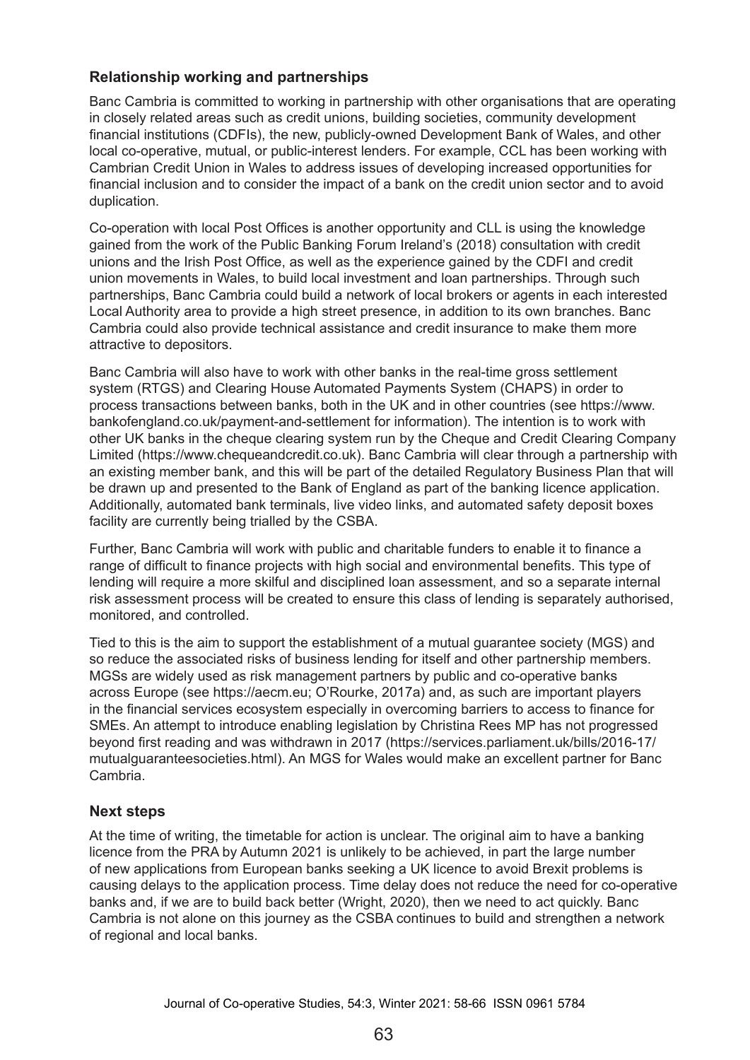### Relationship working and partnerships

Banc Cambria is committed to working in partnership with other organisations that are operating in closely related areas such as credit unions, building societies, community development financial institutions (CDFIs), the new, publicly-owned Development Bank of Wales, and other local co-operative, mutual, or public-interest lenders. For example, CCL has been working with Cambrian Credit Union in Wales to address issues of developing increased opportunities for financial inclusion and to consider the impact of a bank on the credit union sector and to avoid duplication.

Co-operation with local Post Offices is another opportunity and CLL is using the knowledge gained from the work of the Public Banking Forum Ireland's (2018) consultation with credit unions and the Irish Post Office, as well as the experience gained by the CDFI and credit union movements in Wales, to build local investment and loan partnerships. Through such partnerships, Banc Cambria could build a network of local brokers or agents in each interested Local Authority area to provide a high street presence, in addition to its own branches. Banc Cambria could also provide technical assistance and credit insurance to make them more attractive to depositors.

Banc Cambria will also have to work with other banks in the real-time gross settlement system (RTGS) and Clearing House Automated Payments System (CHAPS) in order to process transactions between banks, both in the UK and in other countries (see https://www.bankofengland.co.uk/payment-and-settlement for information). The intention is to work with other UK banks in the cheque clearing system run by the Cheque and Credit Clearing Company Limited (https://www.chequeandcredit.co.uk). Banc Cambria will clear through a partnership with an existing member bank, and this will be part of the detailed Regulatory Business Plan that will be drawn up and presented to the Bank of England as part of the banking licence application. Additionally, automated bank terminals, live video links, and automated safety deposit boxes facility are currently being trialled by the CSBA.

Further, Banc Cambria will work with public and charitable funders to enable it to finance a range of difficult to finance projects with high social and environmental benefits. This type of lending will require a more skilful and disciplined loan assessment, and so a separate internal risk assessment process will be created to ensure this class of lending is separately authorised, monitored, and controlled.

Tied to this is the aim to support the establishment of a mutual guarantee society (MGS) and so reduce the associated risks of business lending for itself and other partnership members. MGSs are widely used as risk management partners by public and co-operative banks across Europe (see https://aecm.eu; O'Rourke, 2017a) and, as such are important players in the financial services ecosystem especially in overcoming barriers to access to finance for SMEs. An attempt to introduce enabling legislation by Christina Rees MP has not progressed beyond first reading and was withdrawn in 2017 (https://services.parliament.uk/bills/2016-17/mutualguaranteesocieties.html). An MGS for Wales would make an excellent partner for Banc Cambria.

### Next steps

At the time of writing, the timetable for action is unclear. The original aim to have a banking licence from the PRA by Autumn 2021 is unlikely to be achieved, in part the large number of new applications from European banks seeking a UK licence to avoid Brexit problems is causing delays to the application process. Time delay does not reduce the need for co-operative banks and, if we are to build back better (Wright, 2020), then we need to act quickly. Banc Cambria is not alone on this journey as the CSBA continues to build and strengthen a network of regional and local banks.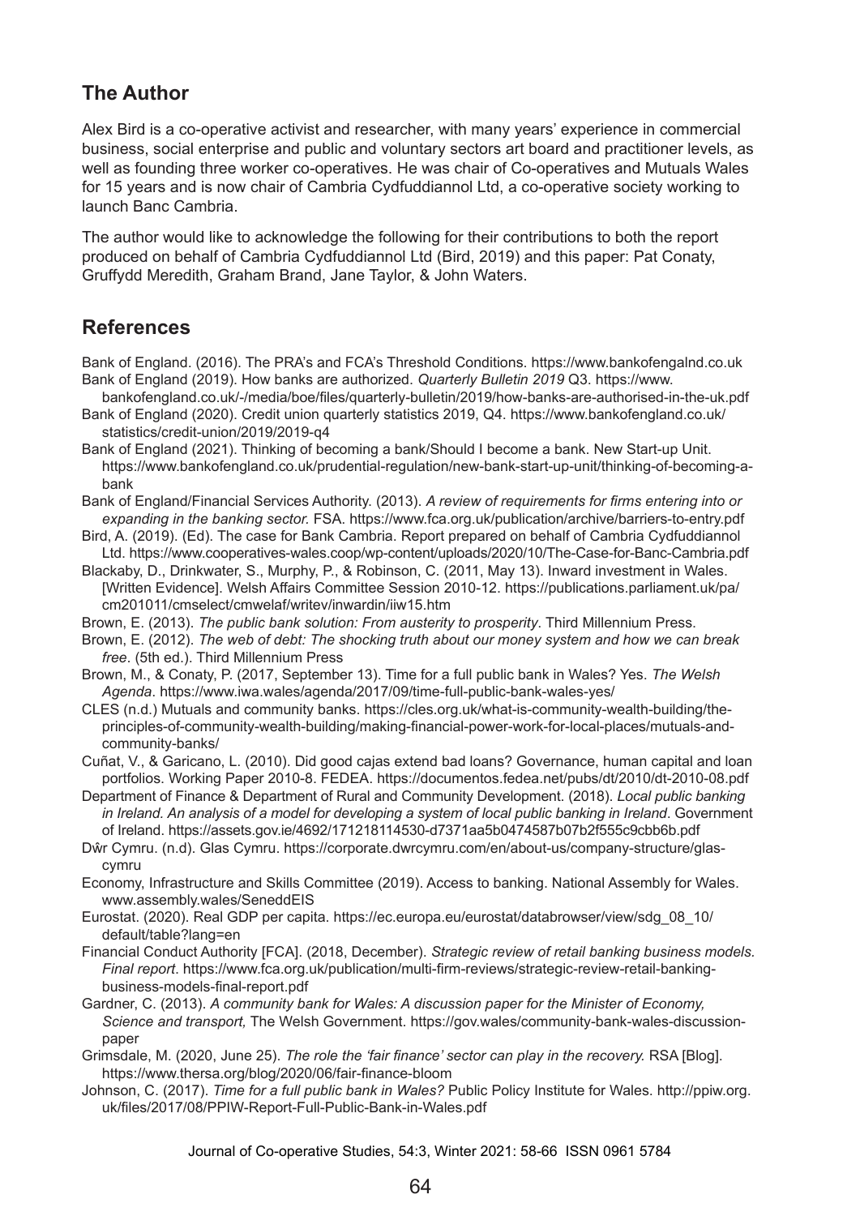## The Author

Alex Bird is a co-operative activist and researcher, with many years' experience in commercial business, social enterprise and public and voluntary sectors art board and practitioner levels, as well as founding three worker co-operatives. He was chair of Co-operatives and Mutuals Wales for 15 years and is now chair of Cambria Cydfuddiannol Ltd, a co-operative society working to launch Banc Cambria.

The author would like to acknowledge the following for their contributions to both the report produced on behalf of Cambria Cydfuddiannol Ltd (Bird, 2019) and this paper: Pat Conaty, Gruffydd Meredith, Graham Brand, Jane Taylor, & John Waters.

## References

Bank of England. (2016). The PRA's and FCA's Threshold Conditions. https://www.bankofengalnd.co.uk

Bank of England (2019). How banks are authorized. *Quarterly Bulletin 2019* Q3. https://www.bankofengland.co.uk/-/media/boe/files/quarterly-bulletin/2019/how-banks-are-authorised-in-the-uk.pdf

Bank of England (2020). Credit union quarterly statistics 2019, Q4. https://www.bankofengland.co.uk/statistics/credit-union/2019/2019-q4

Bank of England (2021). Thinking of becoming a bank/Should I become a bank. New Start-up Unit. https://www.bankofengland.co.uk/prudential-regulation/new-bank-start-up-unit/thinking-of-becoming-a-bank

Bank of England/Financial Services Authority. (2013). *A review of requirements for firms entering into or expanding in the banking sector.* FSA. https://www.fca.org.uk/publication/archive/barriers-to-entry.pdf

Bird, A. (2019). (Ed). The case for Bank Cambria. Report prepared on behalf of Cambria Cydfuddiannol Ltd. https://www.cooperatives-wales.coop/wp-content/uploads/2020/10/The-Case-for-Banc-Cambria.pdf

Blackaby, D., Drinkwater, S., Murphy, P., & Robinson, C. (2011, May 13). Inward investment in Wales. [Written Evidence]. Welsh Affairs Committee Session 2010-12. https://publications.parliament.uk/pa/cm201011/cmselect/cmwelaf/writev/inwardin/iiw15.htm

Brown, E. (2013). *The public bank solution: From austerity to prosperity*. Third Millennium Press.

Brown, E. (2012). *The web of debt: The shocking truth about our money system and how we can break free*. (5th ed.). Third Millennium Press

Brown, M., & Conaty, P. (2017, September 13). Time for a full public bank in Wales? Yes. *The Welsh Agenda*. https://www.iwa.wales/agenda/2017/09/time-full-public-bank-wales-yes/

CLES (n.d.) Mutuals and community banks. https://cles.org.uk/what-is-community-wealth-building/the-principles-of-community-wealth-building/making-financial-power-work-for-local-places/mutuals-and-community-banks/

Cuñat, V., & Garicano, L. (2010). Did good cajas extend bad loans? Governance, human capital and loan portfolios. Working Paper 2010-8. FEDEA. https://documentos.fedea.net/pubs/dt/2010/dt-2010-08.pdf

Department of Finance & Department of Rural and Community Development. (2018). *Local public banking in Ireland. An analysis of a model for developing a system of local public banking in Ireland*. Government of Ireland. https://assets.gov.ie/4692/171218114530-d7371aa5b0474587b07b2f555c9cbb6b.pdf

Dŵr Cymru. (n.d). Glas Cymru. https://corporate.dwrcymru.com/en/about-us/company-structure/glas-cymru

Economy, Infrastructure and Skills Committee (2019). Access to banking. National Assembly for Wales. www.assembly.wales/SeneddEIS

Eurostat. (2020). Real GDP per capita. https://ec.europa.eu/eurostat/databrowser/view/sdg_08_10/default/table?lang=en

Financial Conduct Authority [FCA]. (2018, December). *Strategic review of retail banking business models. Final report*. https://www.fca.org.uk/publication/multi-firm-reviews/strategic-review-retail-banking-business-models-final-report.pdf

Gardner, C. (2013). *A community bank for Wales: A discussion paper for the Minister of Economy, Science and transport,* The Welsh Government. https://gov.wales/community-bank-wales-discussion-paper

Grimsdale, M. (2020, June 25). *The role the 'fair finance' sector can play in the recovery.* RSA [Blog]. https://www.thersa.org/blog/2020/06/fair-finance-bloom

Johnson, C. (2017). *Time for a full public bank in Wales?* Public Policy Institute for Wales. http://ppiw.org.uk/files/2017/08/PPIW-Report-Full-Public-Bank-in-Wales.pdf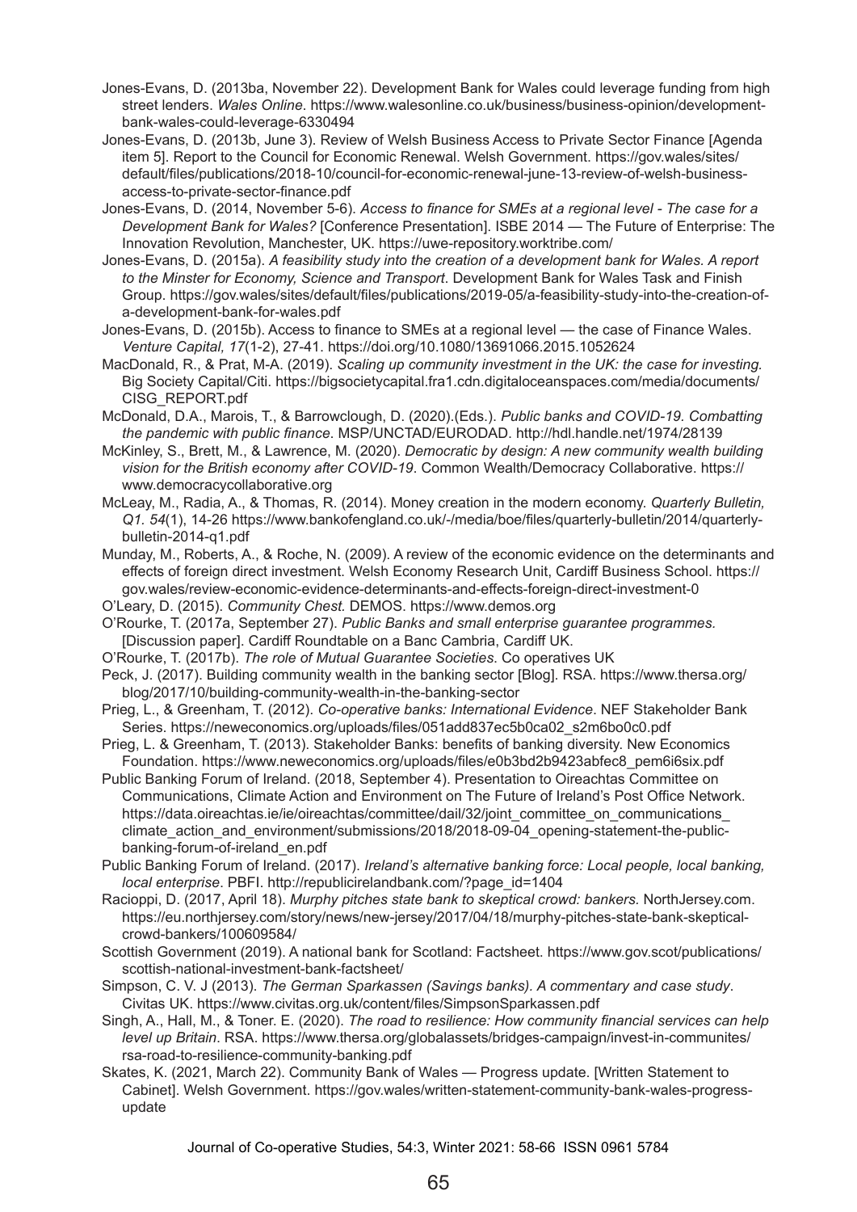Jones-Evans, D. (2013ba, November 22). Development Bank for Wales could leverage funding from high street lenders. *Wales Online.* https://www.walesonline.co.uk/business/business-opinion/development-bank-wales-could-leverage-6330494

Jones-Evans, D. (2013b, June 3). Review of Welsh Business Access to Private Sector Finance [Agenda item 5]. Report to the Council for Economic Renewal. Welsh Government. https://gov.wales/sites/default/files/publications/2018-10/council-for-economic-renewal-june-13-review-of-welsh-business-access-to-private-sector-finance.pdf

Jones-Evans, D. (2014, November 5-6). *Access to finance for SMEs at a regional level - The case for a Development Bank for Wales?* [Conference Presentation]. ISBE 2014 — The Future of Enterprise: The Innovation Revolution, Manchester, UK. https://uwe-repository.worktribe.com/

Jones-Evans, D. (2015a). *A feasibility study into the creation of a development bank for Wales. A report to the Minster for Economy, Science and Transport*. Development Bank for Wales Task and Finish Group. https://gov.wales/sites/default/files/publications/2019-05/a-feasibility-study-into-the-creation-of-a-development-bank-for-wales.pdf

Jones-Evans, D. (2015b). Access to finance to SMEs at a regional level — the case of Finance Wales. *Venture Capital, 17*(1-2), 27-41. https://doi.org/10.1080/13691066.2015.1052624

MacDonald, R., & Prat, M-A. (2019). *Scaling up community investment in the UK: the case for investing.* Big Society Capital/Citi. https://bigsocietycapital.fra1.cdn.digitaloceanspaces.com/media/documents/CISG_REPORT.pdf

McDonald, D.A., Marois, T., & Barrowclough, D. (2020).(Eds.). *Public banks and COVID-19. Combatting the pandemic with public finance*. MSP/UNCTAD/EURODAD. http://hdl.handle.net/1974/28139

McKinley, S., Brett, M., & Lawrence, M. (2020). *Democratic by design: A new community wealth building vision for the British economy after COVID-19*. Common Wealth/Democracy Collaborative. https://www.democracycollaborative.org

McLeay, M., Radia, A., & Thomas, R. (2014). Money creation in the modern economy. *Quarterly Bulletin, Q1. 54*(1), 14-26 https://www.bankofengland.co.uk/-/media/boe/files/quarterly-bulletin/2014/quarterly-bulletin-2014-q1.pdf

Munday, M., Roberts, A., & Roche, N. (2009). A review of the economic evidence on the determinants and effects of foreign direct investment. Welsh Economy Research Unit, Cardiff Business School. https://gov.wales/review-economic-evidence-determinants-and-effects-foreign-direct-investment-0

O'Leary, D. (2015). *Community Chest.* DEMOS. https://www.demos.org

O'Rourke, T. (2017a, September 27). *Public Banks and small enterprise guarantee programmes.* [Discussion paper]. Cardiff Roundtable on a Banc Cambria, Cardiff UK.

O'Rourke, T. (2017b). *The role of Mutual Guarantee Societies*. Co operatives UK

Peck, J. (2017). Building community wealth in the banking sector [Blog]. RSA. https://www.thersa.org/blog/2017/10/building-community-wealth-in-the-banking-sector

Prieg, L., & Greenham, T. (2012). *Co-operative banks: International Evidence*. NEF Stakeholder Bank Series. https://neweconomics.org/uploads/files/051add837ec5b0ca02_s2m6bo0c0.pdf

Prieg, L. & Greenham, T. (2013). Stakeholder Banks: benefits of banking diversity. New Economics Foundation. https://www.neweconomics.org/uploads/files/e0b3bd2b9423abfec8_pem6i6six.pdf

Public Banking Forum of Ireland. (2018, September 4). Presentation to Oireachtas Committee on Communications, Climate Action and Environment on The Future of Ireland's Post Office Network. https://data.oireachtas.ie/ie/oireachtas/committee/dail/32/joint_committee_on_communications_climate_action_and_environment/submissions/2018/2018-09-04_opening-statement-the-public-banking-forum-of-ireland_en.pdf

Public Banking Forum of Ireland. (2017). *Ireland's alternative banking force: Local people, local banking, local enterprise*. PBFI. http://republicirelandbank.com/?page_id=1404

Racioppi, D. (2017, April 18). *Murphy pitches state bank to skeptical crowd: bankers.* NorthJersey.com. https://eu.northjersey.com/story/news/new-jersey/2017/04/18/murphy-pitches-state-bank-skeptical-crowd-bankers/100609584/

Scottish Government (2019). A national bank for Scotland: Factsheet. https://www.gov.scot/publications/scottish-national-investment-bank-factsheet/

Simpson, C. V. J (2013). *The German Sparkassen (Savings banks). A commentary and case study*. Civitas UK. https://www.civitas.org.uk/content/files/SimpsonSparkassen.pdf

Singh, A., Hall, M., & Toner. E. (2020). *The road to resilience: How community financial services can help level up Britain*. RSA. https://www.thersa.org/globalassets/bridges-campaign/invest-in-communites/rsa-road-to-resilience-community-banking.pdf

Skates, K. (2021, March 22). Community Bank of Wales — Progress update. [Written Statement to Cabinet]. Welsh Government. https://gov.wales/written-statement-community-bank-wales-progress-update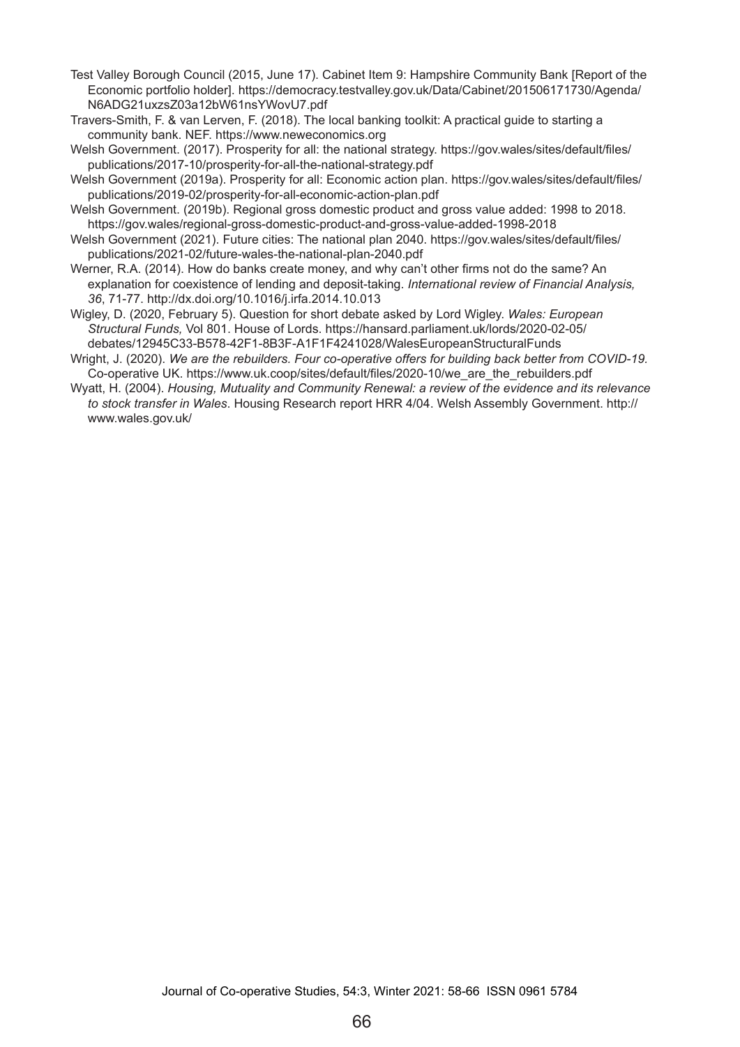Test Valley Borough Council (2015, June 17). Cabinet Item 9: Hampshire Community Bank [Report of the Economic portfolio holder]. https://democracy.testvalley.gov.uk/Data/Cabinet/201506171730/Agenda/N6ADG21uxzsZ03a12bW61nsYWovU7.pdf

Travers-Smith, F. & van Lerven, F. (2018). The local banking toolkit: A practical guide to starting a community bank. NEF. https://www.neweconomics.org

Welsh Government. (2017). Prosperity for all: the national strategy. https://gov.wales/sites/default/files/publications/2017-10/prosperity-for-all-the-national-strategy.pdf

Welsh Government (2019a). Prosperity for all: Economic action plan. https://gov.wales/sites/default/files/publications/2019-02/prosperity-for-all-economic-action-plan.pdf

Welsh Government. (2019b). Regional gross domestic product and gross value added: 1998 to 2018. https://gov.wales/regional-gross-domestic-product-and-gross-value-added-1998-2018

Welsh Government (2021). Future cities: The national plan 2040. https://gov.wales/sites/default/files/publications/2021-02/future-wales-the-national-plan-2040.pdf

Werner, R.A. (2014). How do banks create money, and why can't other firms not do the same? An explanation for coexistence of lending and deposit-taking. *International review of Financial Analysis, 36*, 71-77. http://dx.doi.org/10.1016/j.irfa.2014.10.013

Wigley, D. (2020, February 5). Question for short debate asked by Lord Wigley. *Wales: European Structural Funds,* Vol 801. House of Lords. https://hansard.parliament.uk/lords/2020-02-05/debates/12945C33-B578-42F1-8B3F-A1F1F4241028/WalesEuropeanStructuralFunds

Wright, J. (2020). *We are the rebuilders. Four co-operative offers for building back better from COVID-19.* Co-operative UK. https://www.uk.coop/sites/default/files/2020-10/we_are_the_rebuilders.pdf

Wyatt, H. (2004). *Housing, Mutuality and Community Renewal: a review of the evidence and its relevance to stock transfer in Wales*. Housing Research report HRR 4/04. Welsh Assembly Government. http://www.wales.gov.uk/